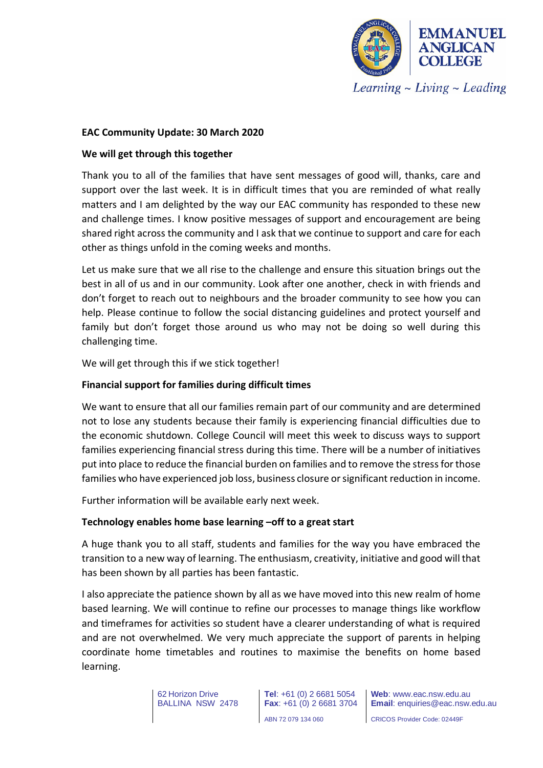**EAC Community Update: 30 March 2020**

**We will get through this together**

Thank you to all of the families that have sent messages of good will, thanks, care and support over the last week. It is in difficult times that you are reminded of what really matters and I am delighted by the way our EAC community has responded to these new and challenge times. I know positive messages of support and encouragement are being shared right across the community and I ask that we continue to support and care for each other as things unfold in the coming weeks and months.

Let us make sure that we all rise to the challenge and ensure this situation brings out the best in all of us and in our community. Look after one another, check in with friends and don't forget to reach out to neighbours and the broader community to see how you can help. Please continue to follow the social distancing guidelines and protect yourself and family but don't forget those around us who may not be doing so well during this challenging time.

We will get through this if we stick together!

**Financial support for families during difficult times**

We want to ensure that all our families remain part of our community and are determined not to lose any students because their family is experiencing financial difficulties due to the economic shutdown. College Council will meet this week to discuss ways to support families experiencing financial stress during this time. There will be a number of initiatives put into place to reduce the financial burden on families and to remove the stress for those families who have experienced job loss, business closure or significant reduction in income.

Further information will be available early next week.

**Technology enables home base learning –off to a great start**

A huge thank you to all staff, students and families for the way you have embraced the transition to a new way of learning. The enthusiasm, creativity, initiative and good will that has been shown by all parties has been fantastic.

I also appreciate the patience shown by all as we have moved into this new realm of home based learning. We will continue to refine our processes to manage things like workflow and timeframes for activities so student have a clearer understanding of what is required and are not overwhelmed. We very much appreciate the support of parents in helping coordinate home timetables and routines to maximise the benefits on home based learning.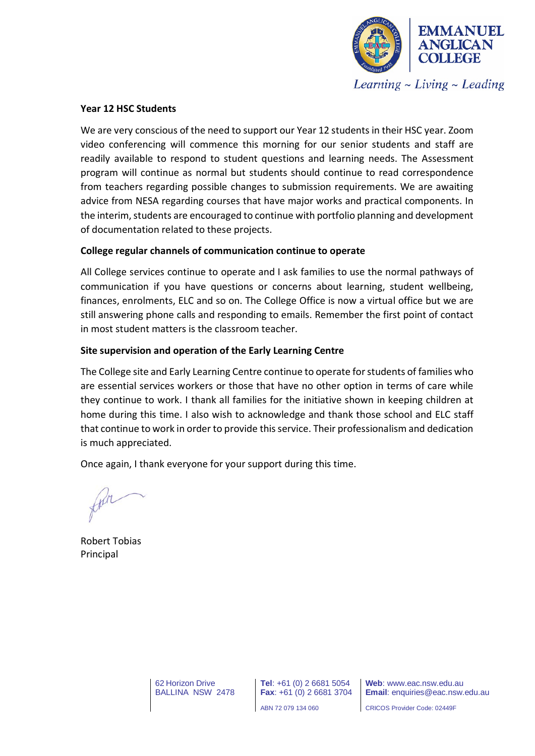**Year 12 HSC Students**

We are very conscious of the need to support our Year 12 students in their HSC year. Zoom video conferencing will commence this morning for our senior students and staff are readily available to respond to student questions and learning needs. The Assessment program will continue as normal but students should continue to read correspondence from teachers regarding possible changes to submission requirements. We are awaiting advice from NESA regarding courses that have major works and practical components. In the interim, students are encouraged to continue with portfolio planning and development of documentation related to these projects.

**College regular channels of communication continue to operate**

All College services continue to operate and I ask families to use the normal pathways of communication if you have questions or concerns about learning, student wellbeing, finances, enrolments, ELC and so on. The College Office is now a virtual office but we are still answering phone calls and responding to emails. Remember the first point of contact in most student matters is the classroom teacher.

**Site supervision and operation of the Early Learning Centre**

The College site and Early Learning Centre continue to operate for students of families who are essential services workers or those that have no other option in terms of care while they continue to work. I thank all families for the initiative shown in keeping children at home during this time. I also wish to acknowledge and thank those school and ELC staff that continue to work in order to provide this service. Their professionalism and dedication is much appreciated.

Once again, I thank everyone for your support during this time.

Robert Tobias
Principal